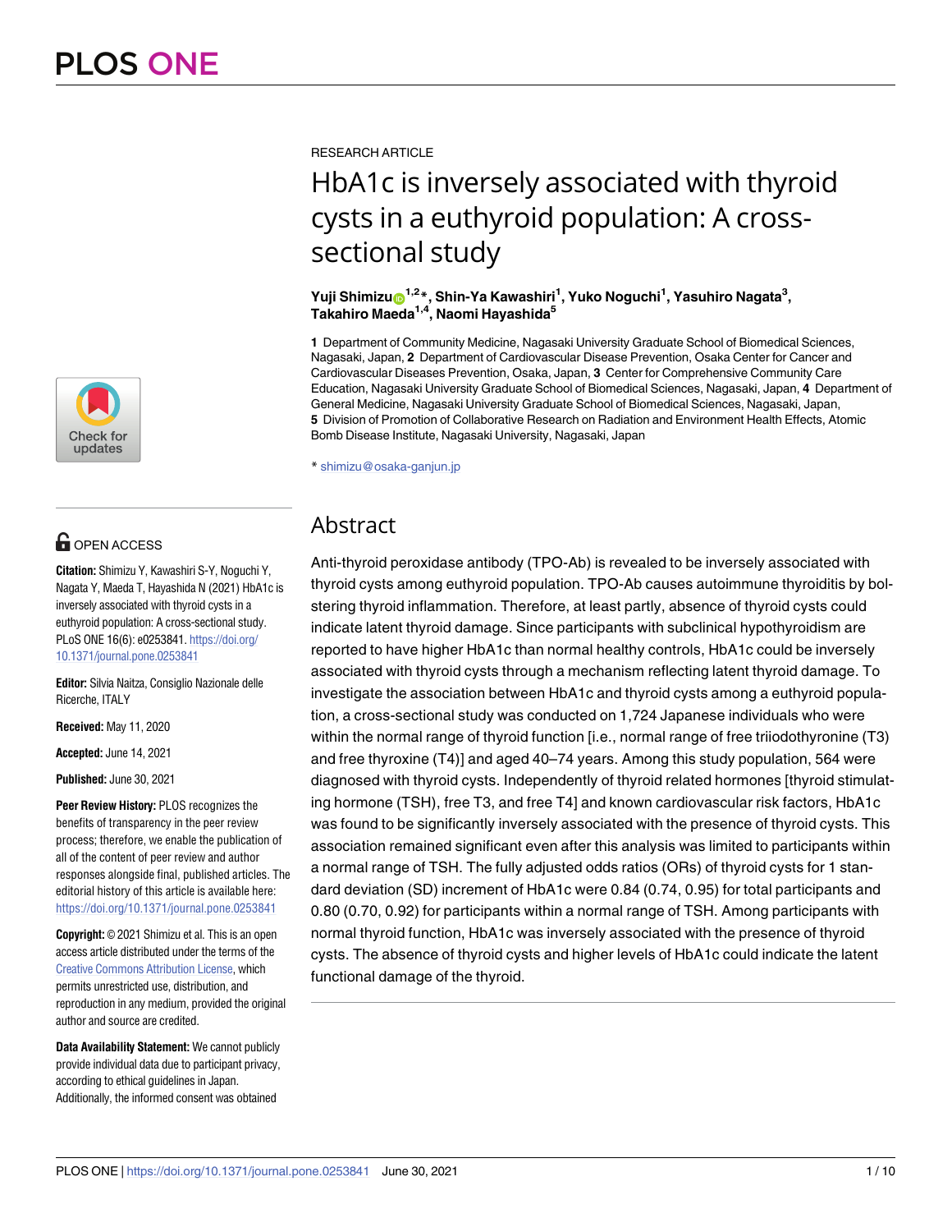RESEARCH ARTICLE

# HbA1c is inversely associated with thyroid cysts in a euthyroid population: A cross-sectional study

**Yuji Shimizu[1,2]\*, Shin-Ya Kawashiri[1], Yuko Noguchi[1], Yasuhiro Nagata[3], Takahiro Maeda[1,4], Naomi Hayashida[5]**

**1** Department of Community Medicine, Nagasaki University Graduate School of Biomedical Sciences, Nagasaki, Japan, **2** Department of Cardiovascular Disease Prevention, Osaka Center for Cancer and Cardiovascular Diseases Prevention, Osaka, Japan, **3** Center for Comprehensive Community Care Education, Nagasaki University Graduate School of Biomedical Sciences, Nagasaki, Japan, **4** Department of General Medicine, Nagasaki University Graduate School of Biomedical Sciences, Nagasaki, Japan, **5** Division of Promotion of Collaborative Research on Radiation and Environment Health Effects, Atomic Bomb Disease Institute, Nagasaki University, Nagasaki, Japan

\* shimizu@osaka-ganjun.jp

OPEN ACCESS

**Citation:** Shimizu Y, Kawashiri S-Y, Noguchi Y, Nagata Y, Maeda T, Hayashida N (2021) HbA1c is inversely associated with thyroid cysts in a euthyroid population: A cross-sectional study. PLoS ONE 16(6): e0253841. https://doi.org/10.1371/journal.pone.0253841

**Editor:** Silvia Naitza, Consiglio Nazionale delle Ricerche, ITALY

**Received:** May 11, 2020

**Accepted:** June 14, 2021

**Published:** June 30, 2021

**Peer Review History:** PLOS recognizes the benefits of transparency in the peer review process; therefore, we enable the publication of all of the content of peer review and author responses alongside final, published articles. The editorial history of this article is available here: https://doi.org/10.1371/journal.pone.0253841

**Copyright:** © 2021 Shimizu et al. This is an open access article distributed under the terms of the Creative Commons Attribution License, which permits unrestricted use, distribution, and reproduction in any medium, provided the original author and source are credited.

**Data Availability Statement:** We cannot publicly provide individual data due to participant privacy, according to ethical guidelines in Japan. Additionally, the informed consent was obtained

## Abstract

Anti-thyroid peroxidase antibody (TPO-Ab) is revealed to be inversely associated with thyroid cysts among euthyroid population. TPO-Ab causes autoimmune thyroiditis by bolstering thyroid inflammation. Therefore, at least partly, absence of thyroid cysts could indicate latent thyroid damage. Since participants with subclinical hypothyroidism are reported to have higher HbA1c than normal healthy controls, HbA1c could be inversely associated with thyroid cysts through a mechanism reflecting latent thyroid damage. To investigate the association between HbA1c and thyroid cysts among a euthyroid population, a cross-sectional study was conducted on 1,724 Japanese individuals who were within the normal range of thyroid function [i.e., normal range of free triiodothyronine (T3) and free thyroxine (T4)] and aged 40–74 years. Among this study population, 564 were diagnosed with thyroid cysts. Independently of thyroid related hormones [thyroid stimulating hormone (TSH), free T3, and free T4] and known cardiovascular risk factors, HbA1c was found to be significantly inversely associated with the presence of thyroid cysts. This association remained significant even after this analysis was limited to participants within a normal range of TSH. The fully adjusted odds ratios (ORs) of thyroid cysts for 1 standard deviation (SD) increment of HbA1c were 0.84 (0.74, 0.95) for total participants and 0.80 (0.70, 0.92) for participants within a normal range of TSH. Among participants with normal thyroid function, HbA1c was inversely associated with the presence of thyroid cysts. The absence of thyroid cysts and higher levels of HbA1c could indicate the latent functional damage of the thyroid.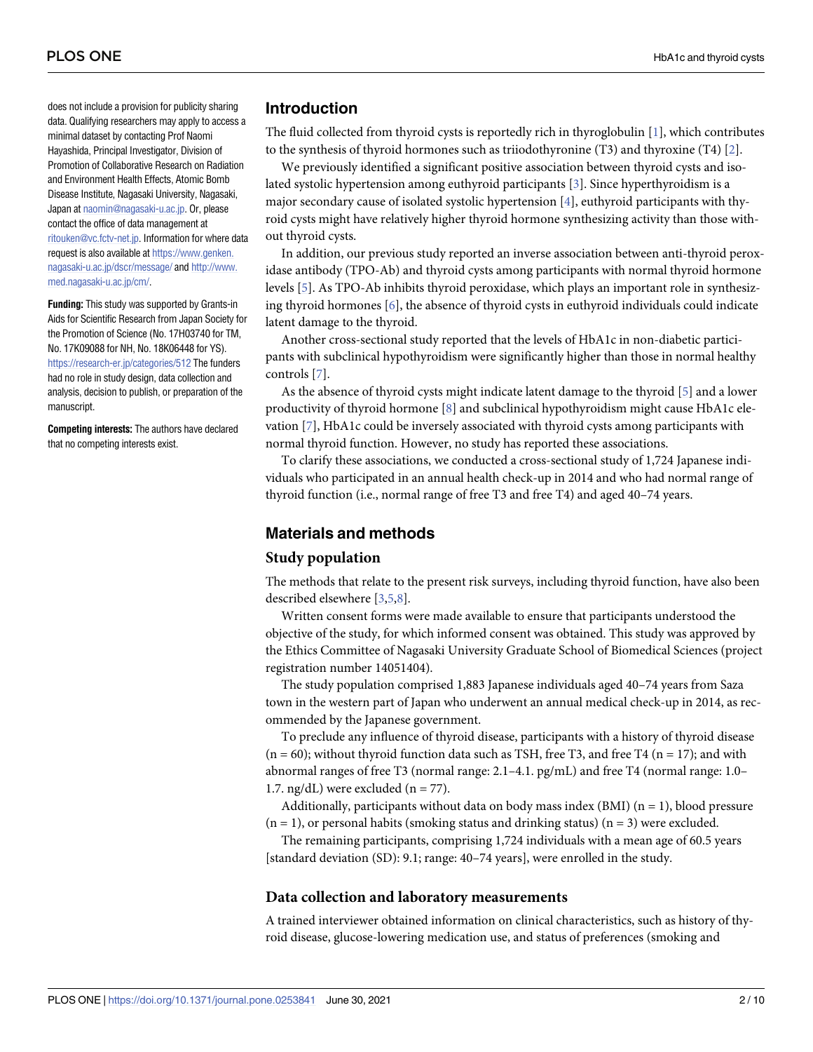does not include a provision for publicity sharing data. Qualifying researchers may apply to access a minimal dataset by contacting Prof Naomi Hayashida, Principal Investigator, Division of Promotion of Collaborative Research on Radiation and Environment Health Effects, Atomic Bomb Disease Institute, Nagasaki University, Nagasaki, Japan at naomin@nagasaki-u.ac.jp. Or, please contact the office of data management at ritouken@vc.fctv-net.jp. Information for where data request is also available at https://www.genken.nagasaki-u.ac.jp/dscr/message/ and http://www.med.nagasaki-u.ac.jp/cm/.

**Funding:** This study was supported by Grants-in Aids for Scientific Research from Japan Society for the Promotion of Science (No. 17H03740 for TM, No. 17K09088 for NH, No. 18K06448 for YS). https://research-er.jp/categories/512 The funders had no role in study design, data collection and analysis, decision to publish, or preparation of the manuscript.

**Competing interests:** The authors have declared that no competing interests exist.

## Introduction

The fluid collected from thyroid cysts is reportedly rich in thyroglobulin [1], which contributes to the synthesis of thyroid hormones such as triiodothyronine (T3) and thyroxine (T4) [2].

We previously identified a significant positive association between thyroid cysts and isolated systolic hypertension among euthyroid participants [3]. Since hyperthyroidism is a major secondary cause of isolated systolic hypertension [4], euthyroid participants with thyroid cysts might have relatively higher thyroid hormone synthesizing activity than those without thyroid cysts.

In addition, our previous study reported an inverse association between anti-thyroid peroxidase antibody (TPO-Ab) and thyroid cysts among participants with normal thyroid hormone levels [5]. As TPO-Ab inhibits thyroid peroxidase, which plays an important role in synthesizing thyroid hormones [6], the absence of thyroid cysts in euthyroid individuals could indicate latent damage to the thyroid.

Another cross-sectional study reported that the levels of HbA1c in non-diabetic participants with subclinical hypothyroidism were significantly higher than those in normal healthy controls [7].

As the absence of thyroid cysts might indicate latent damage to the thyroid [5] and a lower productivity of thyroid hormone [8] and subclinical hypothyroidism might cause HbA1c elevation [7], HbA1c could be inversely associated with thyroid cysts among participants with normal thyroid function. However, no study has reported these associations.

To clarify these associations, we conducted a cross-sectional study of 1,724 Japanese individuals who participated in an annual health check-up in 2014 and who had normal range of thyroid function (i.e., normal range of free T3 and free T4) and aged 40–74 years.

## Materials and methods

### Study population

The methods that relate to the present risk surveys, including thyroid function, have also been described elsewhere [3,5,8].

Written consent forms were made available to ensure that participants understood the objective of the study, for which informed consent was obtained. This study was approved by the Ethics Committee of Nagasaki University Graduate School of Biomedical Sciences (project registration number 14051404).

The study population comprised 1,883 Japanese individuals aged 40–74 years from Saza town in the western part of Japan who underwent an annual medical check-up in 2014, as recommended by the Japanese government.

To preclude any influence of thyroid disease, participants with a history of thyroid disease (n = 60); without thyroid function data such as TSH, free T3, and free T4 (n = 17); and with abnormal ranges of free T3 (normal range: 2.1–4.1. pg/mL) and free T4 (normal range: 1.0–1.7. ng/dL) were excluded (n = 77).

Additionally, participants without data on body mass index (BMI) (n = 1), blood pressure (n = 1), or personal habits (smoking status and drinking status) (n = 3) were excluded.

The remaining participants, comprising 1,724 individuals with a mean age of 60.5 years [standard deviation (SD): 9.1; range: 40–74 years], were enrolled in the study.

### Data collection and laboratory measurements

A trained interviewer obtained information on clinical characteristics, such as history of thyroid disease, glucose-lowering medication use, and status of preferences (smoking and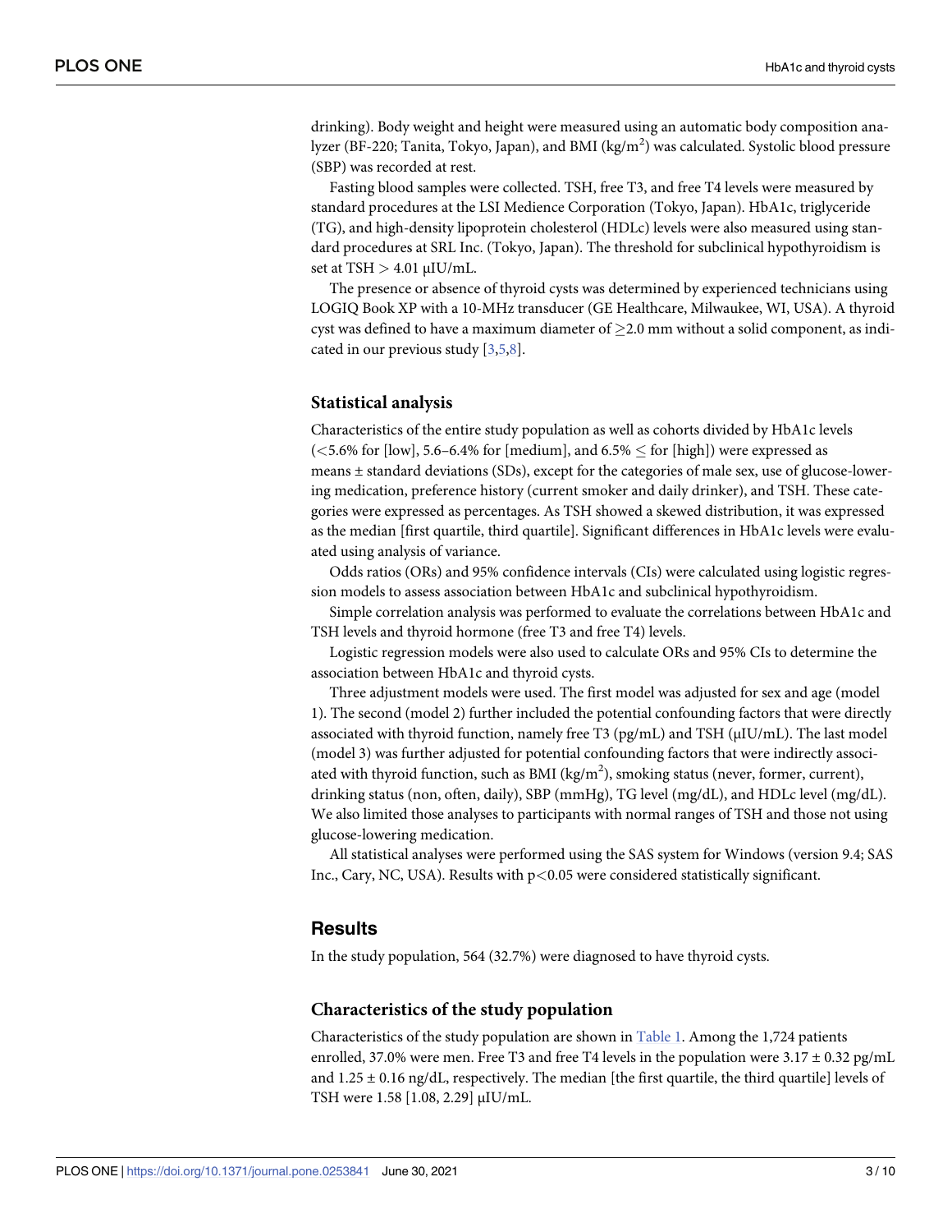drinking). Body weight and height were measured using an automatic body composition analyzer (BF-220; Tanita, Tokyo, Japan), and BMI ($kg/m^2$) was calculated. Systolic blood pressure (SBP) was recorded at rest.

Fasting blood samples were collected. TSH, free T3, and free T4 levels were measured by standard procedures at the LSI Medience Corporation (Tokyo, Japan). HbA1c, triglyceride (TG), and high-density lipoprotein cholesterol (HDLc) levels were also measured using standard procedures at SRL Inc. (Tokyo, Japan). The threshold for subclinical hypothyroidism is set at TSH $>$ 4.01 μIU/mL.

The presence or absence of thyroid cysts was determined by experienced technicians using LOGIQ Book XP with a 10-MHz transducer (GE Healthcare, Milwaukee, WI, USA). A thyroid cyst was defined to have a maximum diameter of $\geq$2.0 mm without a solid component, as indicated in our previous study [3,5,8].

### Statistical analysis

Characteristics of the entire study population as well as cohorts divided by HbA1c levels ($<$5.6% for [low], 5.6–6.4% for [medium], and 6.5% $\leq$ for [high]) were expressed as means ± standard deviations (SDs), except for the categories of male sex, use of glucose-lowering medication, preference history (current smoker and daily drinker), and TSH. These categories were expressed as percentages. As TSH showed a skewed distribution, it was expressed as the median [first quartile, third quartile]. Significant differences in HbA1c levels were evaluated using analysis of variance.

Odds ratios (ORs) and 95% confidence intervals (CIs) were calculated using logistic regression models to assess association between HbA1c and subclinical hypothyroidism.

Simple correlation analysis was performed to evaluate the correlations between HbA1c and TSH levels and thyroid hormone (free T3 and free T4) levels.

Logistic regression models were also used to calculate ORs and 95% CIs to determine the association between HbA1c and thyroid cysts.

Three adjustment models were used. The first model was adjusted for sex and age (model 1). The second (model 2) further included the potential confounding factors that were directly associated with thyroid function, namely free T3 (pg/mL) and TSH (μIU/mL). The last model (model 3) was further adjusted for potential confounding factors that were indirectly associated with thyroid function, such as BMI ($kg/m^2$), smoking status (never, former, current), drinking status (non, often, daily), SBP (mmHg), TG level (mg/dL), and HDLc level (mg/dL). We also limited those analyses to participants with normal ranges of TSH and those not using glucose-lowering medication.

All statistical analyses were performed using the SAS system for Windows (version 9.4; SAS Inc., Cary, NC, USA). Results with $p<0.05$ were considered statistically significant.

## Results

In the study population, 564 (32.7%) were diagnosed to have thyroid cysts.

### Characteristics of the study population

Characteristics of the study population are shown in Table 1. Among the 1,724 patients enrolled, 37.0% were men. Free T3 and free T4 levels in the population were 3.17 ± 0.32 pg/mL and 1.25 ± 0.16 ng/dL, respectively. The median [the first quartile, the third quartile] levels of TSH were 1.58 [1.08, 2.29] μIU/mL.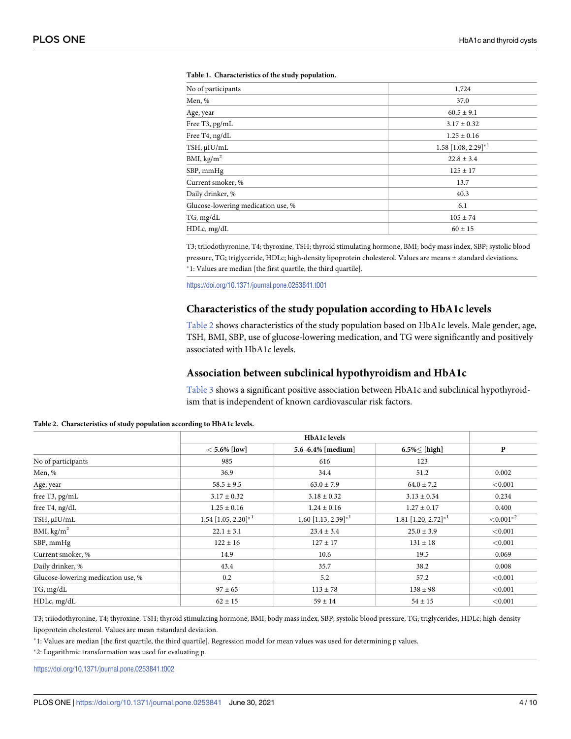**Table 1. Characteristics of the study population.**

| | |
|---|---|
| No of participants | 1,724 |
| Men, % | 37.0 |
| Age, year | 60.5 ± 9.1 |
| Free T3, pg/mL | 3.17 ± 0.32 |
| Free T4, ng/dL | 1.25 ± 0.16 |
| TSH, μIU/mL | 1.58 [1.08, 2.29]*1 |
| BMI, kg/m$^2$ | 22.8 ± 3.4 |
| SBP, mmHg | 125 ± 17 |
| Current smoker, % | 13.7 |
| Daily drinker, % | 40.3 |
| Glucose-lowering medication use, % | 6.1 |
| TG, mg/dL | 105 ± 74 |
| HDLc, mg/dL | 60 ± 15 |

T3; triiodothyronine, T4; thyroxine, TSH; thyroid stimulating hormone, BMI; body mass index, SBP; systolic blood pressure, TG; triglyceride, HDLc; high-density lipoprotein cholesterol. Values are means ± standard deviations.
*1: Values are median [the first quartile, the third quartile].

https://doi.org/10.1371/journal.pone.0253841.t001

## Characteristics of the study population according to HbA1c levels

Table 2 shows characteristics of the study population based on HbA1c levels. Male gender, age, TSH, BMI, SBP, use of glucose-lowering medication, and TG were significantly and positively associated with HbA1c levels.

## Association between subclinical hypothyroidism and HbA1c

Table 3 shows a significant positive association between HbA1c and subclinical hypothyroidism that is independent of known cardiovascular risk factors.

**Table 2. Characteristics of study population according to HbA1c levels.**

| | HbA1c levels | | | |
|---|---|---|---|---|
| | < 5.6% [low] | 5.6–6.4% [medium] | 6.5%≤ [high] | P |
| No of participants | 985 | 616 | 123 | |
| Men, % | 36.9 | 34.4 | 51.2 | 0.002 |
| Age, year | 58.5 ± 9.5 | 63.0 ± 7.9 | 64.0 ± 7.2 | <0.001 |
| free T3, pg/mL | 3.17 ± 0.32 | 3.18 ± 0.32 | 3.13 ± 0.34 | 0.234 |
| free T4, ng/dL | 1.25 ± 0.16 | 1.24 ± 0.16 | 1.27 ± 0.17 | 0.400 |
| TSH, μIU/mL | 1.54 [1.05, 2.20]*1 | 1.60 [1.13, 2.39]*1 | 1.81 [1.20, 2.72]*1 | <0.001*2 |
| BMI, kg/m$^2$ | 22.1 ± 3.1 | 23.4 ± 3.4 | 25.0 ± 3.9 | <0.001 |
| SBP, mmHg | 122 ± 16 | 127 ± 17 | 131 ± 18 | <0.001 |
| Current smoker, % | 14.9 | 10.6 | 19.5 | 0.069 |
| Daily drinker, % | 43.4 | 35.7 | 38.2 | 0.008 |
| Glucose-lowering medication use, % | 0.2 | 5.2 | 57.2 | <0.001 |
| TG, mg/dL | 97 ± 65 | 113 ± 78 | 138 ± 98 | <0.001 |
| HDLc, mg/dL | 62 ± 15 | 59 ± 14 | 54 ± 15 | <0.001 |

T3; triiodothyronine, T4; thyroxine, TSH; thyroid stimulating hormone, BMI; body mass index, SBP; systolic blood pressure, TG; triglycerides, HDLc; high-density lipoprotein cholesterol. Values are mean ±standard deviation.

*1: Values are median [the first quartile, the third quartile]. Regression model for mean values was used for determining p values.

*2: Logarithmic transformation was used for evaluating p.

https://doi.org/10.1371/journal.pone.0253841.t002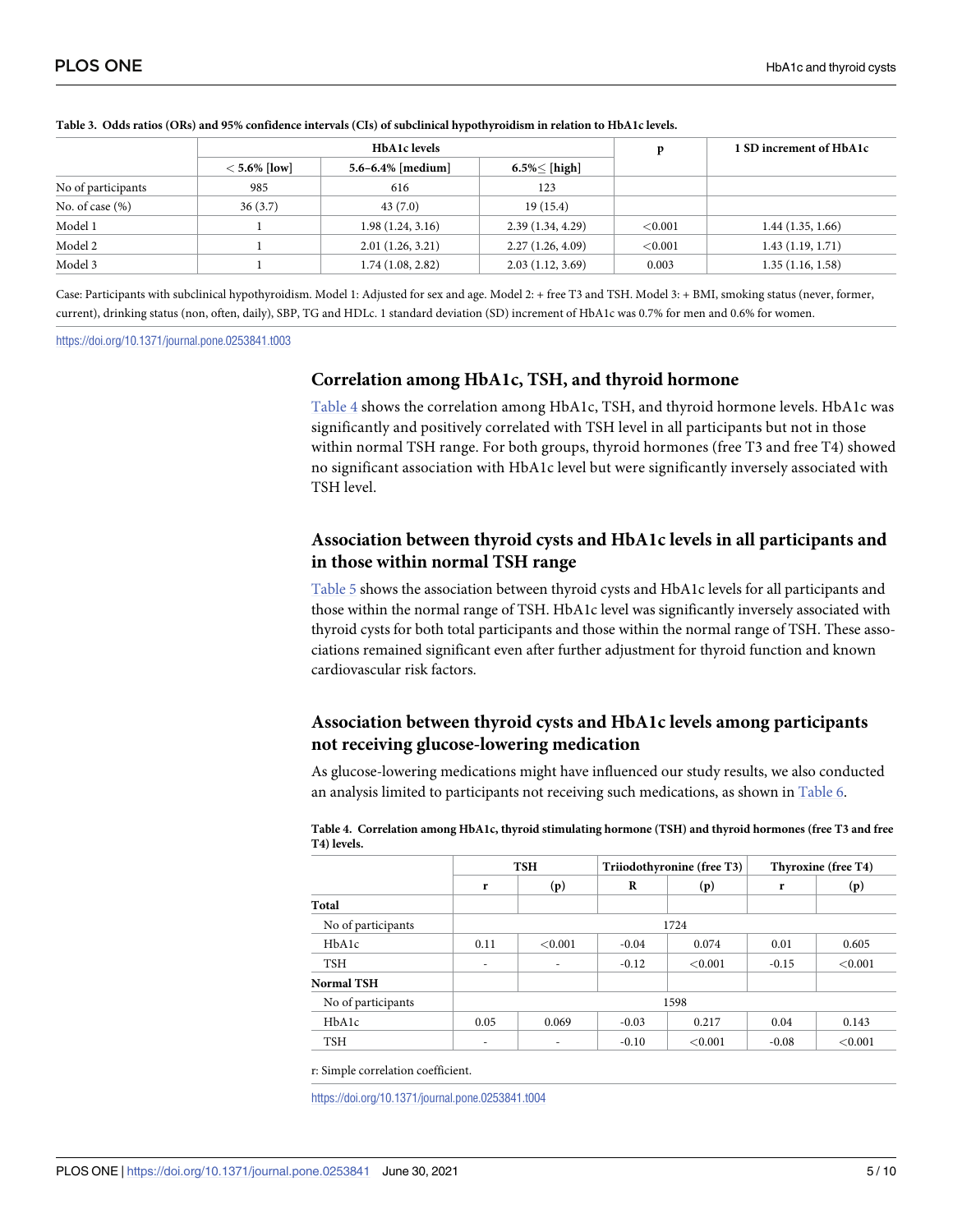**Table 3. Odds ratios (ORs) and 95% confidence intervals (CIs) of subclinical hypothyroidism in relation to HbA1c levels.**

| | HbA1c levels | | | p | 1 SD increment of HbA1c |
|---|---|---|---|---|---|
| | < 5.6% [low] | 5.6–6.4% [medium] | 6.5%≤ [high] | | |
| No of participants | 985 | 616 | 123 | | |
| No. of case (%) | 36 (3.7) | 43 (7.0) | 19 (15.4) | | |
| Model 1 | 1 | 1.98 (1.24, 3.16) | 2.39 (1.34, 4.29) | <0.001 | 1.44 (1.35, 1.66) |
| Model 2 | 1 | 2.01 (1.26, 3.21) | 2.27 (1.26, 4.09) | <0.001 | 1.43 (1.19, 1.71) |
| Model 3 | 1 | 1.74 (1.08, 2.82) | 2.03 (1.12, 3.69) | 0.003 | 1.35 (1.16, 1.58) |

Case: Participants with subclinical hypothyroidism. Model 1: Adjusted for sex and age. Model 2: + free T3 and TSH. Model 3: + BMI, smoking status (never, former, current), drinking status (non, often, daily), SBP, TG and HDLc. 1 standard deviation (SD) increment of HbA1c was 0.7% for men and 0.6% for women.

https://doi.org/10.1371/journal.pone.0253841.t003

## Correlation among HbA1c, TSH, and thyroid hormone

Table 4 shows the correlation among HbA1c, TSH, and thyroid hormone levels. HbA1c was significantly and positively correlated with TSH level in all participants but not in those within normal TSH range. For both groups, thyroid hormones (free T3 and free T4) showed no significant association with HbA1c level but were significantly inversely associated with TSH level.

## Association between thyroid cysts and HbA1c levels in all participants and in those within normal TSH range

Table 5 shows the association between thyroid cysts and HbA1c levels for all participants and those within the normal range of TSH. HbA1c level was significantly inversely associated with thyroid cysts for both total participants and those within the normal range of TSH. These associations remained significant even after further adjustment for thyroid function and known cardiovascular risk factors.

## Association between thyroid cysts and HbA1c levels among participants not receiving glucose-lowering medication

As glucose-lowering medications might have influenced our study results, we also conducted an analysis limited to participants not receiving such medications, as shown in Table 6.

**Table 4. Correlation among HbA1c, thyroid stimulating hormone (TSH) and thyroid hormones (free T3 and free T4) levels.**

| | TSH | | Triiodothyronine (free T3) | | Thyroxine (free T4) | |
|---|---|---|---|---|---|---|
| | r | (p) | R | (p) | r | (p) |
| **Total** | | | | | | |
| No of participants | 1724 | | | | | |
| HbA1c | 0.11 | <0.001 | -0.04 | 0.074 | 0.01 | 0.605 |
| TSH | - | - | -0.12 | <0.001 | -0.15 | <0.001 |
| **Normal TSH** | | | | | | |
| No of participants | 1598 | | | | | |
| HbA1c | 0.05 | 0.069 | -0.03 | 0.217 | 0.04 | 0.143 |
| TSH | - | - | -0.10 | <0.001 | -0.08 | <0.001 |

r: Simple correlation coefficient.

https://doi.org/10.1371/journal.pone.0253841.t004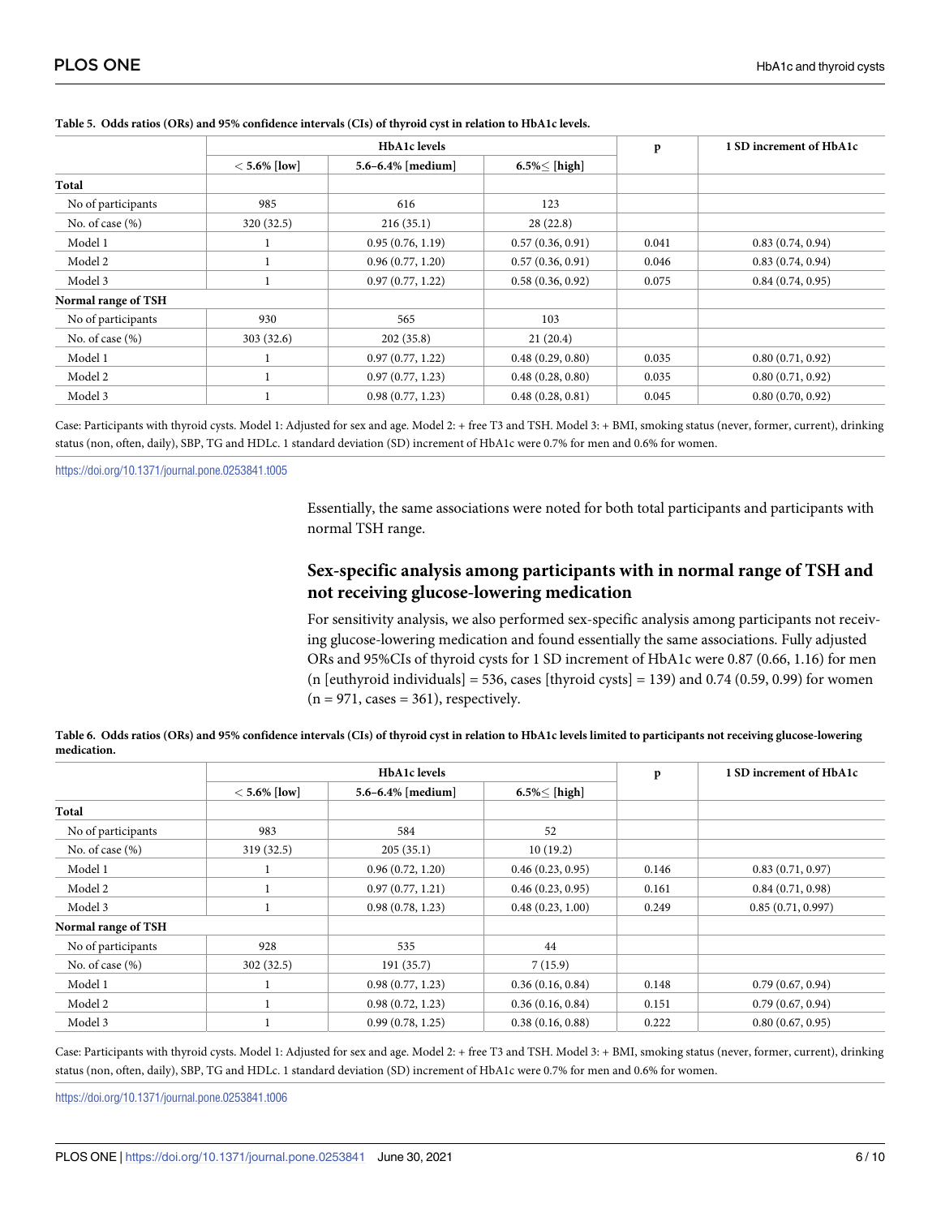**Table 5. Odds ratios (ORs) and 95% confidence intervals (CIs) of thyroid cyst in relation to HbA1c levels.**

| | HbA1c levels | | | p | 1 SD increment of HbA1c |
|---|---|---|---|---|---|
| | < 5.6% [low] | 5.6–6.4% [medium] | 6.5%≤ [high] | | |
| **Total** | | | | | |
| No of participants | 985 | 616 | 123 | | |
| No. of case (%) | 320 (32.5) | 216 (35.1) | 28 (22.8) | | |
| Model 1 | 1 | 0.95 (0.76, 1.19) | 0.57 (0.36, 0.91) | 0.041 | 0.83 (0.74, 0.94) |
| Model 2 | 1 | 0.96 (0.77, 1.20) | 0.57 (0.36, 0.91) | 0.046 | 0.83 (0.74, 0.94) |
| Model 3 | 1 | 0.97 (0.77, 1.22) | 0.58 (0.36, 0.92) | 0.075 | 0.84 (0.74, 0.95) |
| **Normal range of TSH** | | | | | |
| No of participants | 930 | 565 | 103 | | |
| No. of case (%) | 303 (32.6) | 202 (35.8) | 21 (20.4) | | |
| Model 1 | 1 | 0.97 (0.77, 1.22) | 0.48 (0.29, 0.80) | 0.035 | 0.80 (0.71, 0.92) |
| Model 2 | 1 | 0.97 (0.77, 1.23) | 0.48 (0.28, 0.80) | 0.035 | 0.80 (0.71, 0.92) |
| Model 3 | 1 | 0.98 (0.77, 1.23) | 0.48 (0.28, 0.81) | 0.045 | 0.80 (0.70, 0.92) |

Case: Participants with thyroid cysts. Model 1: Adjusted for sex and age. Model 2: + free T3 and TSH. Model 3: + BMI, smoking status (never, former, current), drinking status (non, often, daily), SBP, TG and HDLc. 1 standard deviation (SD) increment of HbA1c were 0.7% for men and 0.6% for women.

https://doi.org/10.1371/journal.pone.0253841.t005

Essentially, the same associations were noted for both total participants and participants with normal TSH range.

## Sex-specific analysis among participants with in normal range of TSH and not receiving glucose-lowering medication

For sensitivity analysis, we also performed sex-specific analysis among participants not receiving glucose-lowering medication and found essentially the same associations. Fully adjusted ORs and 95%CIs of thyroid cysts for 1 SD increment of HbA1c were 0.87 (0.66, 1.16) for men (n [euthyroid individuals] = 536, cases [thyroid cysts] = 139) and 0.74 (0.59, 0.99) for women (n = 971, cases = 361), respectively.

**Table 6. Odds ratios (ORs) and 95% confidence intervals (CIs) of thyroid cyst in relation to HbA1c levels limited to participants not receiving glucose-lowering medication.**

| | HbA1c levels | | | p | 1 SD increment of HbA1c |
|---|---|---|---|---|---|
| | < 5.6% [low] | 5.6–6.4% [medium] | 6.5%≤ [high] | | |
| **Total** | | | | | |
| No of participants | 983 | 584 | 52 | | |
| No. of case (%) | 319 (32.5) | 205 (35.1) | 10 (19.2) | | |
| Model 1 | 1 | 0.96 (0.72, 1.20) | 0.46 (0.23, 0.95) | 0.146 | 0.83 (0.71, 0.97) |
| Model 2 | 1 | 0.97 (0.77, 1.21) | 0.46 (0.23, 0.95) | 0.161 | 0.84 (0.71, 0.98) |
| Model 3 | 1 | 0.98 (0.78, 1.23) | 0.48 (0.23, 1.00) | 0.249 | 0.85 (0.71, 0.997) |
| **Normal range of TSH** | | | | | |
| No of participants | 928 | 535 | 44 | | |
| No. of case (%) | 302 (32.5) | 191 (35.7) | 7 (15.9) | | |
| Model 1 | 1 | 0.98 (0.77, 1.23) | 0.36 (0.16, 0.84) | 0.148 | 0.79 (0.67, 0.94) |
| Model 2 | 1 | 0.98 (0.72, 1.23) | 0.36 (0.16, 0.84) | 0.151 | 0.79 (0.67, 0.94) |
| Model 3 | 1 | 0.99 (0.78, 1.25) | 0.38 (0.16, 0.88) | 0.222 | 0.80 (0.67, 0.95) |

Case: Participants with thyroid cysts. Model 1: Adjusted for sex and age. Model 2: + free T3 and TSH. Model 3: + BMI, smoking status (never, former, current), drinking status (non, often, daily), SBP, TG and HDLc. 1 standard deviation (SD) increment of HbA1c were 0.7% for men and 0.6% for women.

https://doi.org/10.1371/journal.pone.0253841.t006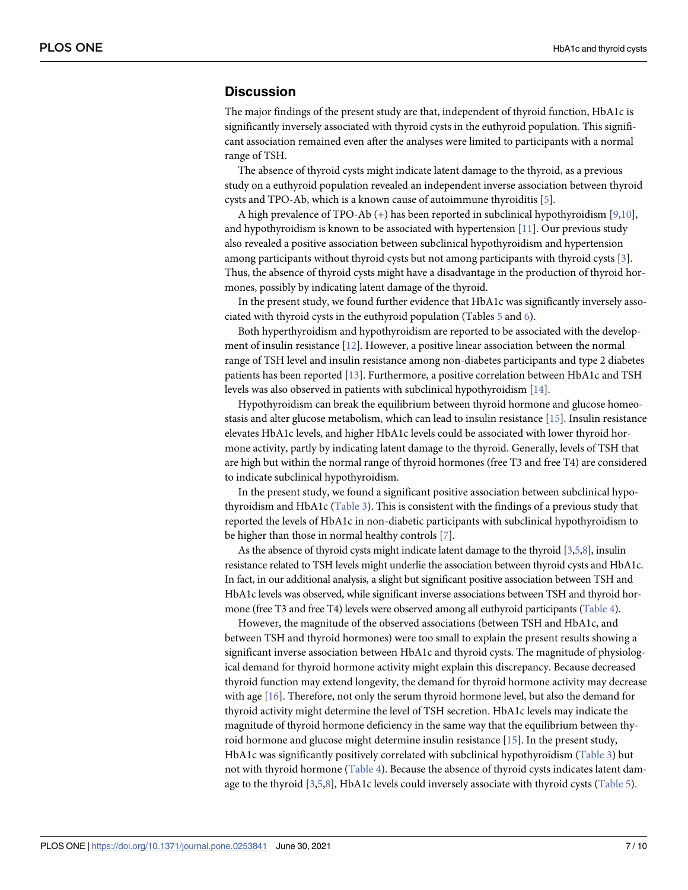## Discussion

The major findings of the present study are that, independent of thyroid function, HbA1c is significantly inversely associated with thyroid cysts in the euthyroid population. This significant association remained even after the analyses were limited to participants with a normal range of TSH.

The absence of thyroid cysts might indicate latent damage to the thyroid, as a previous study on a euthyroid population revealed an independent inverse association between thyroid cysts and TPO-Ab, which is a known cause of autoimmune thyroiditis [5].

A high prevalence of TPO-Ab (+) has been reported in subclinical hypothyroidism [9,10], and hypothyroidism is known to be associated with hypertension [11]. Our previous study also revealed a positive association between subclinical hypothyroidism and hypertension among participants without thyroid cysts but not among participants with thyroid cysts [3]. Thus, the absence of thyroid cysts might have a disadvantage in the production of thyroid hormones, possibly by indicating latent damage of the thyroid.

In the present study, we found further evidence that HbA1c was significantly inversely associated with thyroid cysts in the euthyroid population (Tables 5 and 6).

Both hyperthyroidism and hypothyroidism are reported to be associated with the development of insulin resistance [12]. However, a positive linear association between the normal range of TSH level and insulin resistance among non-diabetes participants and type 2 diabetes patients has been reported [13]. Furthermore, a positive correlation between HbA1c and TSH levels was also observed in patients with subclinical hypothyroidism [14].

Hypothyroidism can break the equilibrium between thyroid hormone and glucose homeostasis and alter glucose metabolism, which can lead to insulin resistance [15]. Insulin resistance elevates HbA1c levels, and higher HbA1c levels could be associated with lower thyroid hormone activity, partly by indicating latent damage to the thyroid. Generally, levels of TSH that are high but within the normal range of thyroid hormones (free T3 and free T4) are considered to indicate subclinical hypothyroidism.

In the present study, we found a significant positive association between subclinical hypothyroidism and HbA1c (Table 3). This is consistent with the findings of a previous study that reported the levels of HbA1c in non-diabetic participants with subclinical hypothyroidism to be higher than those in normal healthy controls [7].

As the absence of thyroid cysts might indicate latent damage to the thyroid [3,5,8], insulin resistance related to TSH levels might underlie the association between thyroid cysts and HbA1c. In fact, in our additional analysis, a slight but significant positive association between TSH and HbA1c levels was observed, while significant inverse associations between TSH and thyroid hormone (free T3 and free T4) levels were observed among all euthyroid participants (Table 4).

However, the magnitude of the observed associations (between TSH and HbA1c, and between TSH and thyroid hormones) were too small to explain the present results showing a significant inverse association between HbA1c and thyroid cysts. The magnitude of physiological demand for thyroid hormone activity might explain this discrepancy. Because decreased thyroid function may extend longevity, the demand for thyroid hormone activity may decrease with age [16]. Therefore, not only the serum thyroid hormone level, but also the demand for thyroid activity might determine the level of TSH secretion. HbA1c levels may indicate the magnitude of thyroid hormone deficiency in the same way that the equilibrium between thyroid hormone and glucose might determine insulin resistance [15]. In the present study, HbA1c was significantly positively correlated with subclinical hypothyroidism (Table 3) but not with thyroid hormone (Table 4). Because the absence of thyroid cysts indicates latent damage to the thyroid [3,5,8], HbA1c levels could inversely associate with thyroid cysts (Table 5).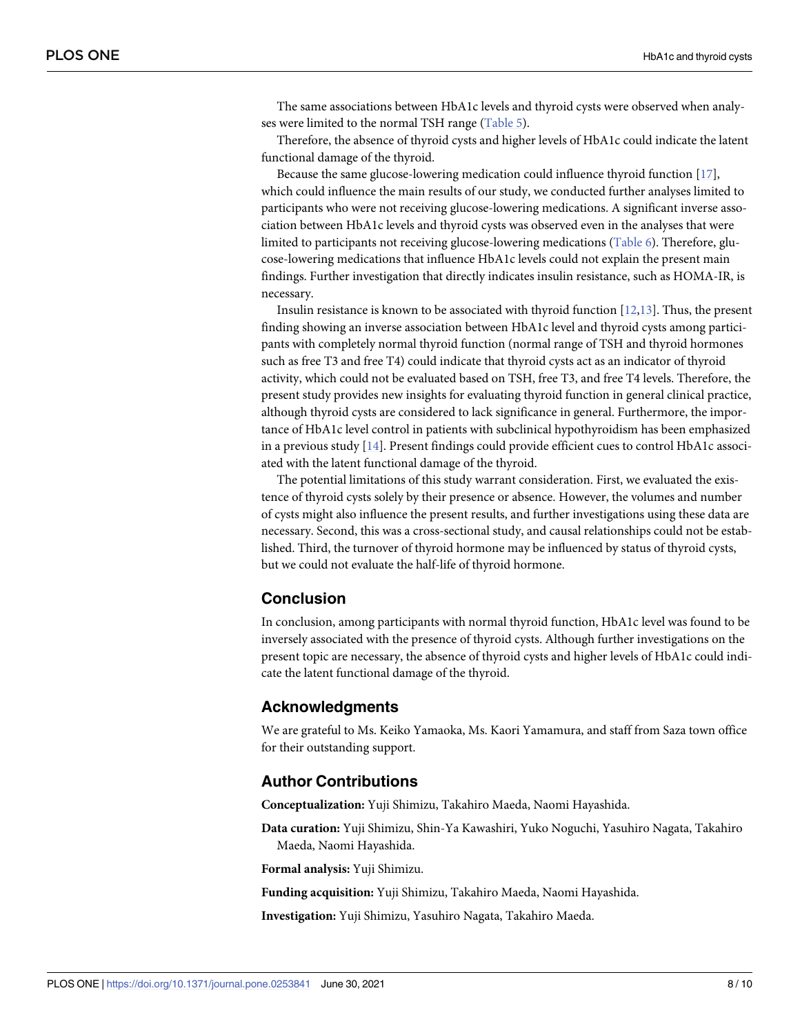The same associations between HbA1c levels and thyroid cysts were observed when analyses were limited to the normal TSH range (Table 5).

Therefore, the absence of thyroid cysts and higher levels of HbA1c could indicate the latent functional damage of the thyroid.

Because the same glucose-lowering medication could influence thyroid function [17], which could influence the main results of our study, we conducted further analyses limited to participants who were not receiving glucose-lowering medications. A significant inverse association between HbA1c levels and thyroid cysts was observed even in the analyses that were limited to participants not receiving glucose-lowering medications (Table 6). Therefore, glucose-lowering medications that influence HbA1c levels could not explain the present main findings. Further investigation that directly indicates insulin resistance, such as HOMA-IR, is necessary.

Insulin resistance is known to be associated with thyroid function [12,13]. Thus, the present finding showing an inverse association between HbA1c level and thyroid cysts among participants with completely normal thyroid function (normal range of TSH and thyroid hormones such as free T3 and free T4) could indicate that thyroid cysts act as an indicator of thyroid activity, which could not be evaluated based on TSH, free T3, and free T4 levels. Therefore, the present study provides new insights for evaluating thyroid function in general clinical practice, although thyroid cysts are considered to lack significance in general. Furthermore, the importance of HbA1c level control in patients with subclinical hypothyroidism has been emphasized in a previous study [14]. Present findings could provide efficient cues to control HbA1c associated with the latent functional damage of the thyroid.

The potential limitations of this study warrant consideration. First, we evaluated the existence of thyroid cysts solely by their presence or absence. However, the volumes and number of cysts might also influence the present results, and further investigations using these data are necessary. Second, this was a cross-sectional study, and causal relationships could not be established. Third, the turnover of thyroid hormone may be influenced by status of thyroid cysts, but we could not evaluate the half-life of thyroid hormone.

## Conclusion

In conclusion, among participants with normal thyroid function, HbA1c level was found to be inversely associated with the presence of thyroid cysts. Although further investigations on the present topic are necessary, the absence of thyroid cysts and higher levels of HbA1c could indicate the latent functional damage of the thyroid.

## Acknowledgments

We are grateful to Ms. Keiko Yamaoka, Ms. Kaori Yamamura, and staff from Saza town office for their outstanding support.

## Author Contributions

**Conceptualization:** Yuji Shimizu, Takahiro Maeda, Naomi Hayashida.

**Data curation:** Yuji Shimizu, Shin-Ya Kawashiri, Yuko Noguchi, Yasuhiro Nagata, Takahiro Maeda, Naomi Hayashida.

**Formal analysis:** Yuji Shimizu.

**Funding acquisition:** Yuji Shimizu, Takahiro Maeda, Naomi Hayashida.

**Investigation:** Yuji Shimizu, Yasuhiro Nagata, Takahiro Maeda.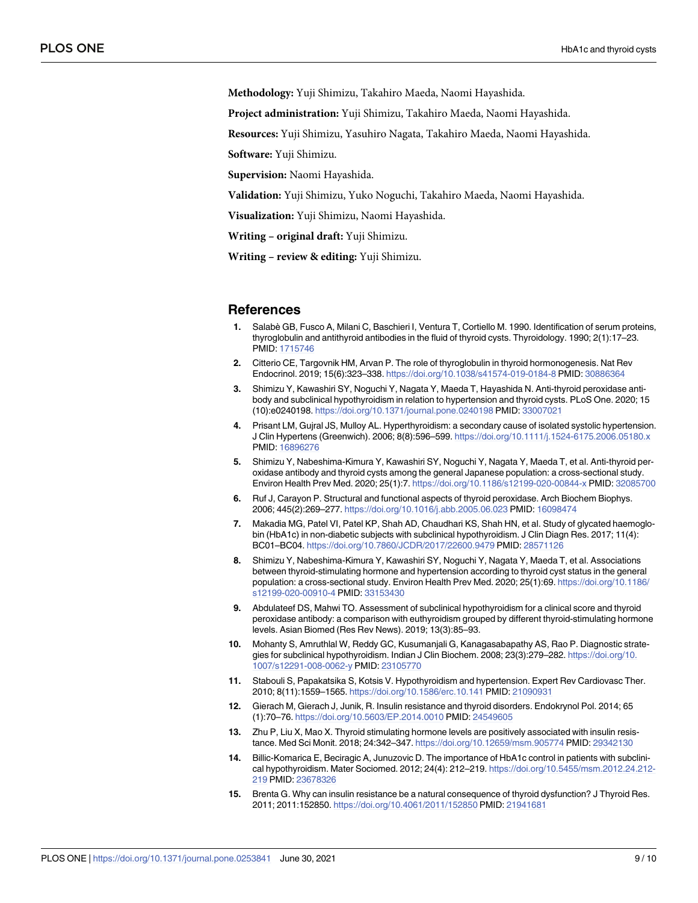**Methodology:** Yuji Shimizu, Takahiro Maeda, Naomi Hayashida.

**Project administration:** Yuji Shimizu, Takahiro Maeda, Naomi Hayashida.

**Resources:** Yuji Shimizu, Yasuhiro Nagata, Takahiro Maeda, Naomi Hayashida.

**Software:** Yuji Shimizu.

**Supervision:** Naomi Hayashida.

**Validation:** Yuji Shimizu, Yuko Noguchi, Takahiro Maeda, Naomi Hayashida.

**Visualization:** Yuji Shimizu, Naomi Hayashida.

**Writing – original draft:** Yuji Shimizu.

**Writing – review & editing:** Yuji Shimizu.

## References

1. Salabè GB, Fusco A, Milani C, Baschieri I, Ventura T, Cortiello M. 1990. Identification of serum proteins, thyroglobulin and antithyroid antibodies in the fluid of thyroid cysts. Thyroidology. 1990; 2(1):17–23. PMID: 1715746
2. Citterio CE, Targovnik HM, Arvan P. The role of thyroglobulin in thyroid hormonogenesis. Nat Rev Endocrinol. 2019; 15(6):323–338. https://doi.org/10.1038/s41574-019-0184-8 PMID: 30886364
3. Shimizu Y, Kawashiri SY, Noguchi Y, Nagata Y, Maeda T, Hayashida N. Anti-thyroid peroxidase antibody and subclinical hypothyroidism in relation to hypertension and thyroid cysts. PLoS One. 2020; 15 (10):e0240198. https://doi.org/10.1371/journal.pone.0240198 PMID: 33007021
4. Prisant LM, Gujral JS, Mulloy AL. Hyperthyroidism: a secondary cause of isolated systolic hypertension. J Clin Hypertens (Greenwich). 2006; 8(8):596–599. https://doi.org/10.1111/j.1524-6175.2006.05180.x PMID: 16896276
5. Shimizu Y, Nabeshima-Kimura Y, Kawashiri SY, Noguchi Y, Nagata Y, Maeda T, et al. Anti-thyroid peroxidase antibody and thyroid cysts among the general Japanese population: a cross-sectional study. Environ Health Prev Med. 2020; 25(1):7. https://doi.org/10.1186/s12199-020-00844-x PMID: 32085700
6. Ruf J, Carayon P. Structural and functional aspects of thyroid peroxidase. Arch Biochem Biophys. 2006; 445(2):269–277. https://doi.org/10.1016/j.abb.2005.06.023 PMID: 16098474
7. Makadia MG, Patel VI, Patel KP, Shah AD, Chaudhari KS, Shah HN, et al. Study of glycated haemoglobin (HbA1c) in non-diabetic subjects with subclinical hypothyroidism. J Clin Diagn Res. 2017; 11(4): BC01–BC04. https://doi.org/10.7860/JCDR/2017/22600.9479 PMID: 28571126
8. Shimizu Y, Nabeshima-Kimura Y, Kawashiri SY, Noguchi Y, Nagata Y, Maeda T, et al. Associations between thyroid-stimulating hormone and hypertension according to thyroid cyst status in the general population: a cross-sectional study. Environ Health Prev Med. 2020; 25(1):69. https://doi.org/10.1186/s12199-020-00910-4 PMID: 33153430
9. Abdulateef DS, Mahwi TO. Assessment of subclinical hypothyroidism for a clinical score and thyroid peroxidase antibody: a comparison with euthyroidism grouped by different thyroid-stimulating hormone levels. Asian Biomed (Res Rev News). 2019; 13(3):85–93.
10. Mohanty S, Amruthlal W, Reddy GC, Kusumanjali G, Kanagasabapathy AS, Rao P. Diagnostic strategies for subclinical hypothyroidism. Indian J Clin Biochem. 2008; 23(3):279–282. https://doi.org/10.1007/s12291-008-0062-y PMID: 23105770
11. Stabouli S, Papakatsika S, Kotsis V. Hypothyroidism and hypertension. Expert Rev Cardiovasc Ther. 2010; 8(11):1559–1565. https://doi.org/10.1586/erc.10.141 PMID: 21090931
12. Gierach M, Gierach J, Junik, R. Insulin resistance and thyroid disorders. Endokrynol Pol. 2014; 65 (1):70–76. https://doi.org/10.5603/EP.2014.0010 PMID: 24549605
13. Zhu P, Liu X, Mao X. Thyroid stimulating hormone levels are positively associated with insulin resistance. Med Sci Monit. 2018; 24:342–347. https://doi.org/10.12659/msm.905774 PMID: 29342130
14. Billic-Komarica E, Beciragic A, Junuzovic D. The importance of HbA1c control in patients with subclinical hypothyroidism. Mater Sociomed. 2012; 24(4): 212–219. https://doi.org/10.5455/msm.2012.24.212-219 PMID: 23678326
15. Brenta G. Why can insulin resistance be a natural consequence of thyroid dysfunction? J Thyroid Res. 2011; 2011:152850. https://doi.org/10.4061/2011/152850 PMID: 21941681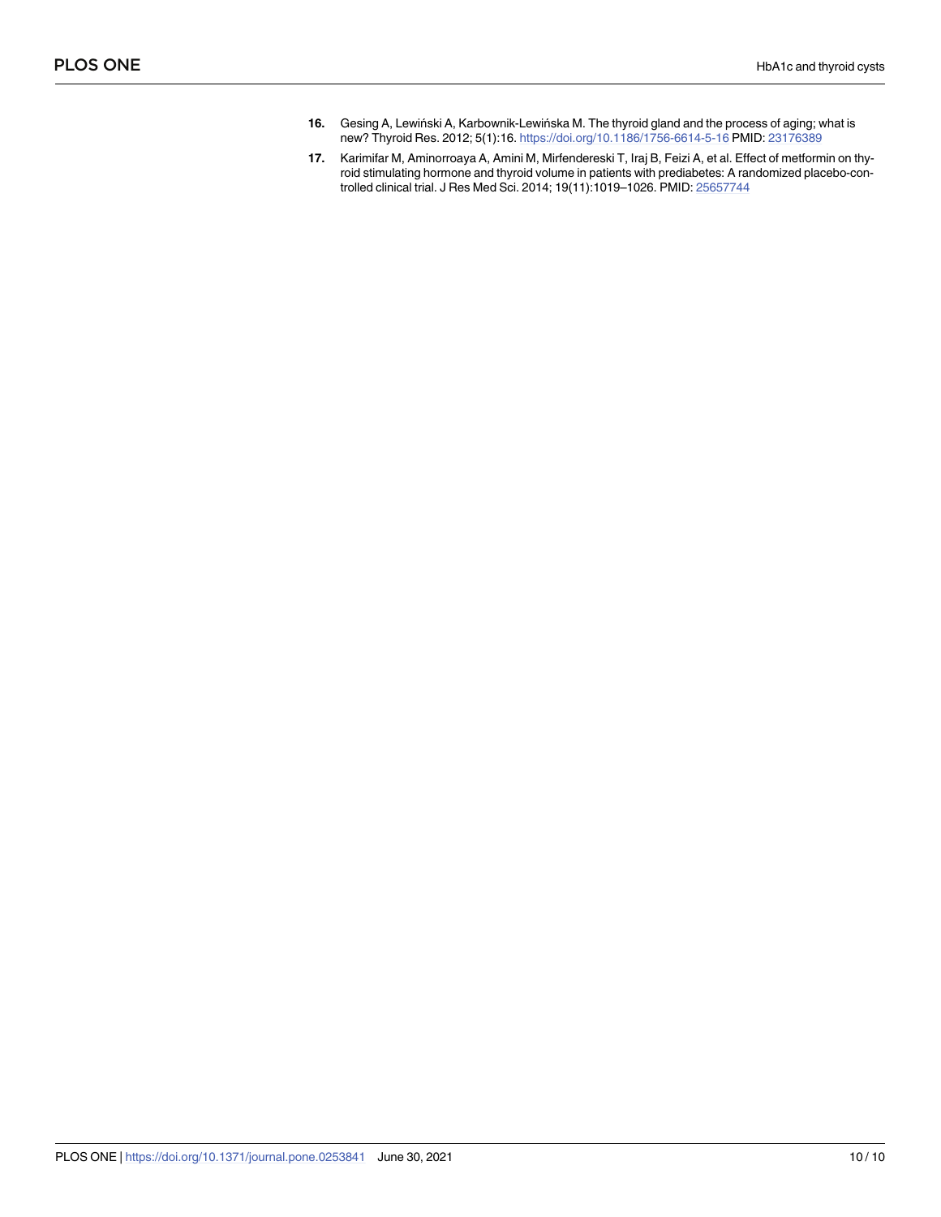16. Gesing A, Lewiński A, Karbownik-Lewińska M. The thyroid gland and the process of aging; what is new? Thyroid Res. 2012; 5(1):16. https://doi.org/10.1186/1756-6614-5-16 PMID: 23176389

17. Karimifar M, Aminorroaya A, Amini M, Mirfendereski T, Iraj B, Feizi A, et al. Effect of metformin on thyroid stimulating hormone and thyroid volume in patients with prediabetes: A randomized placebo-controlled clinical trial. J Res Med Sci. 2014; 19(11):1019–1026. PMID: 25657744